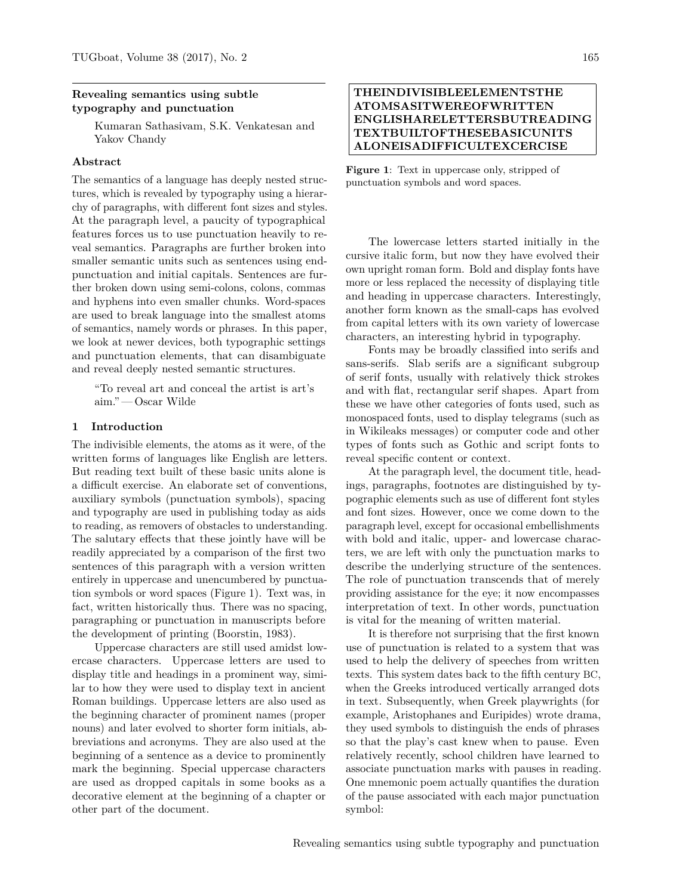## Revealing semantics using subtle typography and punctuation

Kumaran Sathasivam, S.K. Venkatesan and Yakov Chandy

### Abstract

The semantics of a language has deeply nested structures, which is revealed by typography using a hierarchy of paragraphs, with different font sizes and styles. At the paragraph level, a paucity of typographical features forces us to use punctuation heavily to reveal semantics. Paragraphs are further broken into smaller semantic units such as sentences using end-punctuation and initial capitals. Sentences are further broken down using semi-colons, colons, commas and hyphens into even smaller chunks. Word-spaces are used to break language into the smallest atoms of semantics, namely words or phrases. In this paper, we look at newer devices, both typographic settings and punctuation elements, that can disambiguate and reveal deeply nested semantic structures.

> "To reveal art and conceal the artist is art's aim." — Oscar Wilde

### 1 Introduction

The indivisible elements, the atoms as it were, of the written forms of languages like English are letters. But reading text built of these basic units alone is a difficult exercise. An elaborate set of conventions, auxiliary symbols (punctuation symbols), spacing and typography are used in publishing today as aids to reading, as removers of obstacles to understanding. The salutary effects that these jointly have will be readily appreciated by a comparison of the first two sentences of this paragraph with a version written entirely in uppercase and unencumbered by punctuation symbols or word spaces (Figure 1). Text was, in fact, written historically thus. There was no spacing, paragraphing or punctuation in manuscripts before the development of printing (Boorstin, 1983).

Uppercase characters are still used amidst lowercase characters. Uppercase letters are used to display title and headings in a prominent way, similar to how they were used to display text in ancient Roman buildings. Uppercase letters are also used as the beginning character of prominent names (proper nouns) and later evolved to shorter form initials, abbreviations and acronyms. They are also used at the beginning of a sentence as a device to prominently mark the beginning. Special uppercase characters are used as dropped capitals in some books as a decorative element at the beginning of a chapter or other part of the document.

**THEINDIVISIBLEELEMENTSTHE**
**ATOMSASITWEREOFWRITTEN**
**ENGLISHARELETTERSBUTREADING**
**TEXTBUILTOFTHESEBASICUNITS**
**ALONEISADIFFICULTEXCERCISE**

**Figure 1**: Text in uppercase only, stripped of punctuation symbols and word spaces.

The lowercase letters started initially in the cursive italic form, but now they have evolved their own upright roman form. Bold and display fonts have more or less replaced the necessity of displaying title and heading in uppercase characters. Interestingly, another form known as the small-caps has evolved from capital letters with its own variety of lowercase characters, an interesting hybrid in typography.

Fonts may be broadly classified into serifs and sans-serifs. Slab serifs are a significant subgroup of serif fonts, usually with relatively thick strokes and with flat, rectangular serif shapes. Apart from these we have other categories of fonts used, such as monospaced fonts, used to display telegrams (such as in Wikileaks messages) or computer code and other types of fonts such as Gothic and script fonts to reveal specific content or context.

At the paragraph level, the document title, headings, paragraphs, footnotes are distinguished by typographic elements such as use of different font styles and font sizes. However, once we come down to the paragraph level, except for occasional embellishments with bold and italic, upper- and lowercase characters, we are left with only the punctuation marks to describe the underlying structure of the sentences. The role of punctuation transcends that of merely providing assistance for the eye; it now encompasses interpretation of text. In other words, punctuation is vital for the meaning of written material.

It is therefore not surprising that the first known use of punctuation is related to a system that was used to help the delivery of speeches from written texts. This system dates back to the fifth century BC, when the Greeks introduced vertically arranged dots in text. Subsequently, when Greek playwrights (for example, Aristophanes and Euripides) wrote drama, they used symbols to distinguish the ends of phrases so that the play's cast knew when to pause. Even relatively recently, school children have learned to associate punctuation marks with pauses in reading. One mnemonic poem actually quantifies the duration of the pause associated with each major punctuation symbol: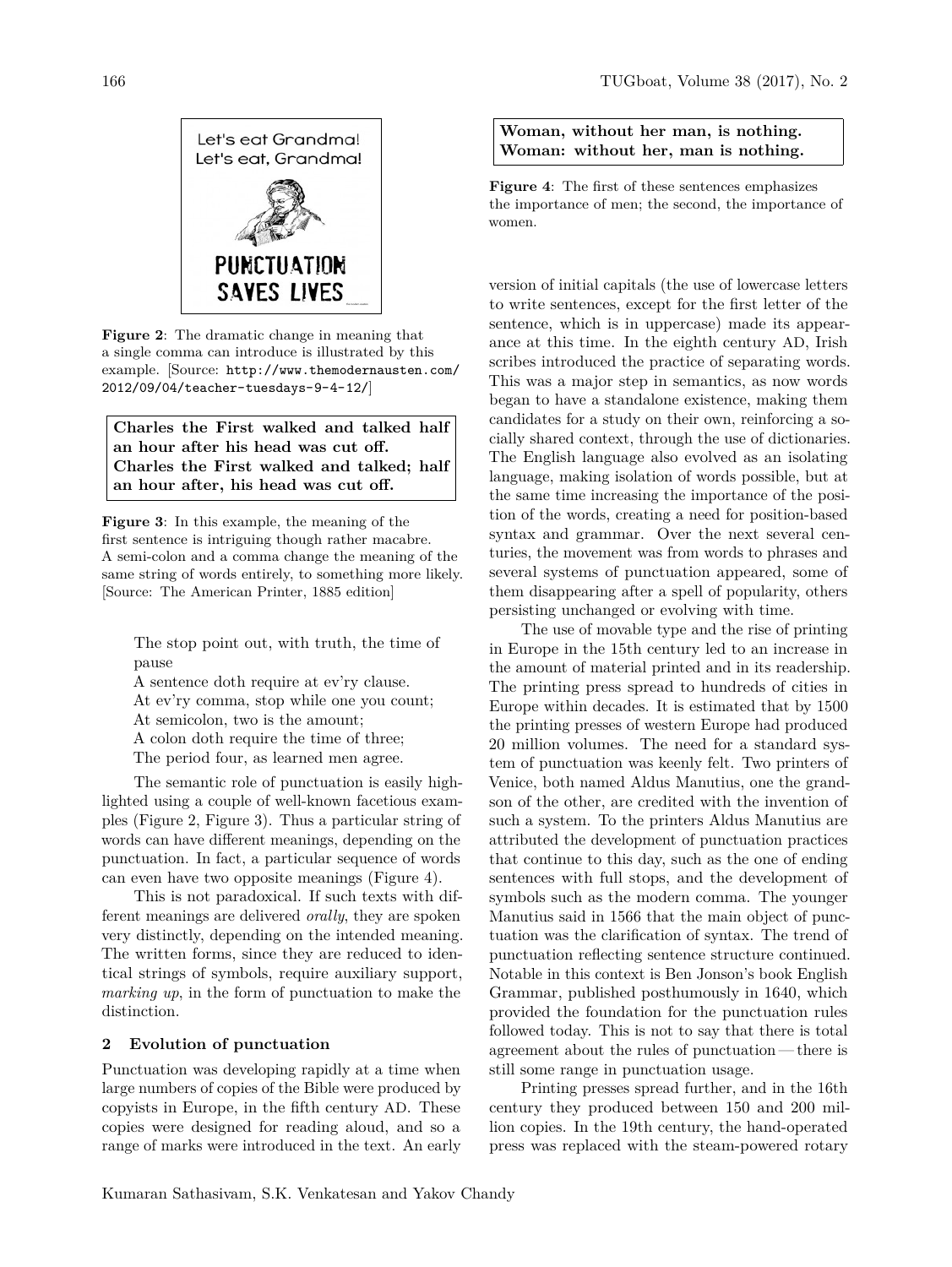Let's eat Grandma!
Let's eat, Grandma!

PUNCTUATION SAVES LIVES

**Figure 2**: The dramatic change in meaning that a single comma can introduce is illustrated by this example. [Source: http://www.themodernausten.com/2012/09/04/teacher-tuesdays-9-4-12/]

**Charles the First walked and talked half an hour after his head was cut off.**
**Charles the First walked and talked; half an hour after, his head was cut off.**

**Figure 3**: In this example, the meaning of the first sentence is intriguing though rather macabre. A semi-colon and a comma change the meaning of the same string of words entirely, to something more likely. [Source: The American Printer, 1885 edition]

> The stop point out, with truth, the time of pause
> A sentence doth require at ev'ry clause.
> At ev'ry comma, stop while one you count;
> At semicolon, two is the amount;
> A colon doth require the time of three;
> The period four, as learned men agree.

The semantic role of punctuation is easily highlighted using a couple of well-known facetious examples (Figure 2, Figure 3). Thus a particular string of words can have different meanings, depending on the punctuation. In fact, a particular sequence of words can even have two opposite meanings (Figure 4).

This is not paradoxical. If such texts with different meanings are delivered *orally*, they are spoken very distinctly, depending on the intended meaning. The written forms, since they are reduced to identical strings of symbols, require auxiliary support, *marking up*, in the form of punctuation to make the distinction.

## 2 Evolution of punctuation

Punctuation was developing rapidly at a time when large numbers of copies of the Bible were produced by copyists in Europe, in the fifth century AD. These copies were designed for reading aloud, and so a range of marks were introduced in the text. An early

**Woman, without her man, is nothing.**
**Woman: without her, man is nothing.**

**Figure 4**: The first of these sentences emphasizes the importance of men; the second, the importance of women.

version of initial capitals (the use of lowercase letters to write sentences, except for the first letter of the sentence, which is in uppercase) made its appearance at this time. In the eighth century AD, Irish scribes introduced the practice of separating words. This was a major step in semantics, as now words began to have a standalone existence, making them candidates for a study on their own, reinforcing a socially shared context, through the use of dictionaries. The English language also evolved as an isolating language, making isolation of words possible, but at the same time increasing the importance of the position of the words, creating a need for position-based syntax and grammar. Over the next several centuries, the movement was from words to phrases and several systems of punctuation appeared, some of them disappearing after a spell of popularity, others persisting unchanged or evolving with time.

The use of movable type and the rise of printing in Europe in the 15th century led to an increase in the amount of material printed and in its readership. The printing press spread to hundreds of cities in Europe within decades. It is estimated that by 1500 the printing presses of western Europe had produced 20 million volumes. The need for a standard system of punctuation was keenly felt. Two printers of Venice, both named Aldus Manutius, one the grandson of the other, are credited with the invention of such a system. To the printers Aldus Manutius are attributed the development of punctuation practices that continue to this day, such as the one of ending sentences with full stops, and the development of symbols such as the modern comma. The younger Manutius said in 1566 that the main object of punctuation was the clarification of syntax. The trend of punctuation reflecting sentence structure continued. Notable in this context is Ben Jonson's book English Grammar, published posthumously in 1640, which provided the foundation for the punctuation rules followed today. This is not to say that there is total agreement about the rules of punctuation — there is still some range in punctuation usage.

Printing presses spread further, and in the 16th century they produced between 150 and 200 million copies. In the 19th century, the hand-operated press was replaced with the steam-powered rotary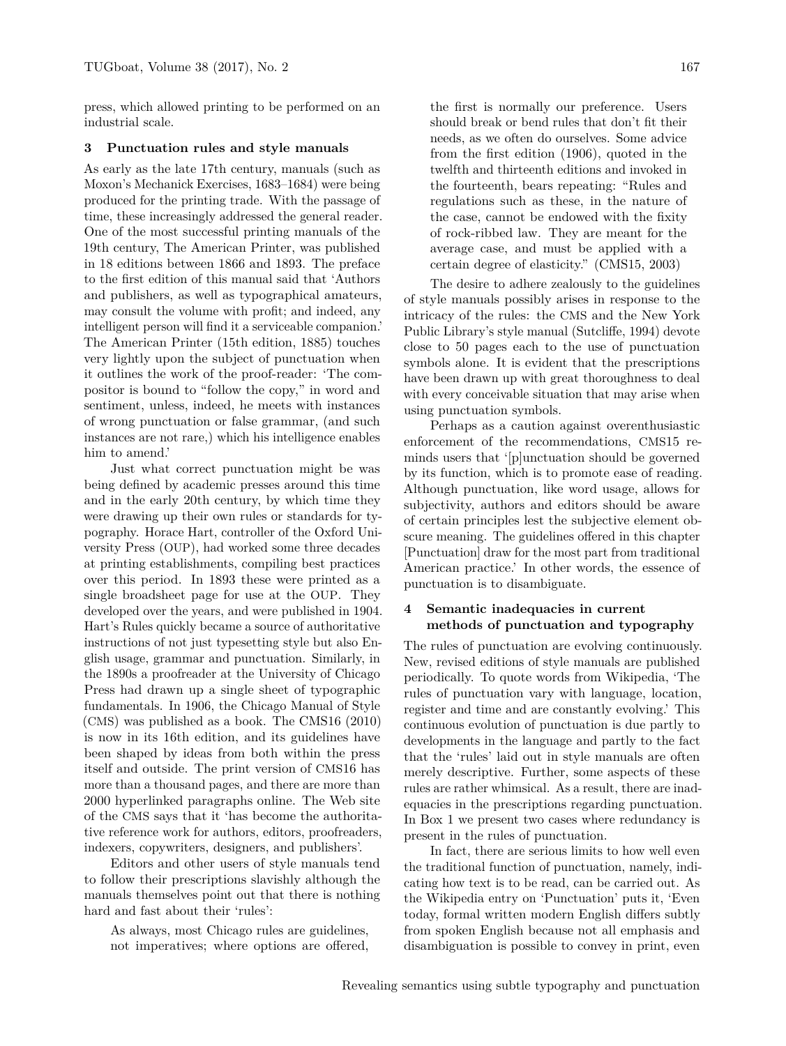press, which allowed printing to be performed on an industrial scale.

## 3 Punctuation rules and style manuals

As early as the late 17th century, manuals (such as Moxon's Mechanick Exercises, 1683–1684) were being produced for the printing trade. With the passage of time, these increasingly addressed the general reader. One of the most successful printing manuals of the 19th century, The American Printer, was published in 18 editions between 1866 and 1893. The preface to the first edition of this manual said that 'Authors and publishers, as well as typographical amateurs, may consult the volume with profit; and indeed, any intelligent person will find it a serviceable companion.' The American Printer (15th edition, 1885) touches very lightly upon the subject of punctuation when it outlines the work of the proof-reader: 'The compositor is bound to "follow the copy," in word and sentiment, unless, indeed, he meets with instances of wrong punctuation or false grammar, (and such instances are not rare,) which his intelligence enables him to amend.'

Just what correct punctuation might be was being defined by academic presses around this time and in the early 20th century, by which time they were drawing up their own rules or standards for typography. Horace Hart, controller of the Oxford University Press (OUP), had worked some three decades at printing establishments, compiling best practices over this period. In 1893 these were printed as a single broadsheet page for use at the OUP. They developed over the years, and were published in 1904. Hart's Rules quickly became a source of authoritative instructions of not just typesetting style but also English usage, grammar and punctuation. Similarly, in the 1890s a proofreader at the University of Chicago Press had drawn up a single sheet of typographic fundamentals. In 1906, the Chicago Manual of Style (CMS) was published as a book. The CMS16 (2010) is now in its 16th edition, and its guidelines have been shaped by ideas from both within the press itself and outside. The print version of CMS16 has more than a thousand pages, and there are more than 2000 hyperlinked paragraphs online. The Web site of the CMS says that it 'has become the authoritative reference work for authors, editors, proofreaders, indexers, copywriters, designers, and publishers'.

Editors and other users of style manuals tend to follow their prescriptions slavishly although the manuals themselves point out that there is nothing hard and fast about their 'rules':

> As always, most Chicago rules are guidelines, not imperatives; where options are offered, the first is normally our preference. Users should break or bend rules that don't fit their needs, as we often do ourselves. Some advice from the first edition (1906), quoted in the twelfth and thirteenth editions and invoked in the fourteenth, bears repeating: "Rules and regulations such as these, in the nature of the case, cannot be endowed with the fixity of rock-ribbed law. They are meant for the average case, and must be applied with a certain degree of elasticity." (CMS15, 2003)

The desire to adhere zealously to the guidelines of style manuals possibly arises in response to the intricacy of the rules: the CMS and the New York Public Library's style manual (Sutcliffe, 1994) devote close to 50 pages each to the use of punctuation symbols alone. It is evident that the prescriptions have been drawn up with great thoroughness to deal with every conceivable situation that may arise when using punctuation symbols.

Perhaps as a caution against overenthusiastic enforcement of the recommendations, CMS15 reminds users that '[p]unctuation should be governed by its function, which is to promote ease of reading. Although punctuation, like word usage, allows for subjectivity, authors and editors should be aware of certain principles lest the subjective element obscure meaning. The guidelines offered in this chapter [Punctuation] draw for the most part from traditional American practice.' In other words, the essence of punctuation is to disambiguate.

## 4 Semantic inadequacies in current methods of punctuation and typography

The rules of punctuation are evolving continuously. New, revised editions of style manuals are published periodically. To quote words from Wikipedia, 'The rules of punctuation vary with language, location, register and time and are constantly evolving.' This continuous evolution of punctuation is due partly to developments in the language and partly to the fact that the 'rules' laid out in style manuals are often merely descriptive. Further, some aspects of these rules are rather whimsical. As a result, there are inadequacies in the prescriptions regarding punctuation. In Box 1 we present two cases where redundancy is present in the rules of punctuation.

In fact, there are serious limits to how well even the traditional function of punctuation, namely, indicating how text is to be read, can be carried out. As the Wikipedia entry on 'Punctuation' puts it, 'Even today, formal written modern English differs subtly from spoken English because not all emphasis and disambiguation is possible to convey in print, even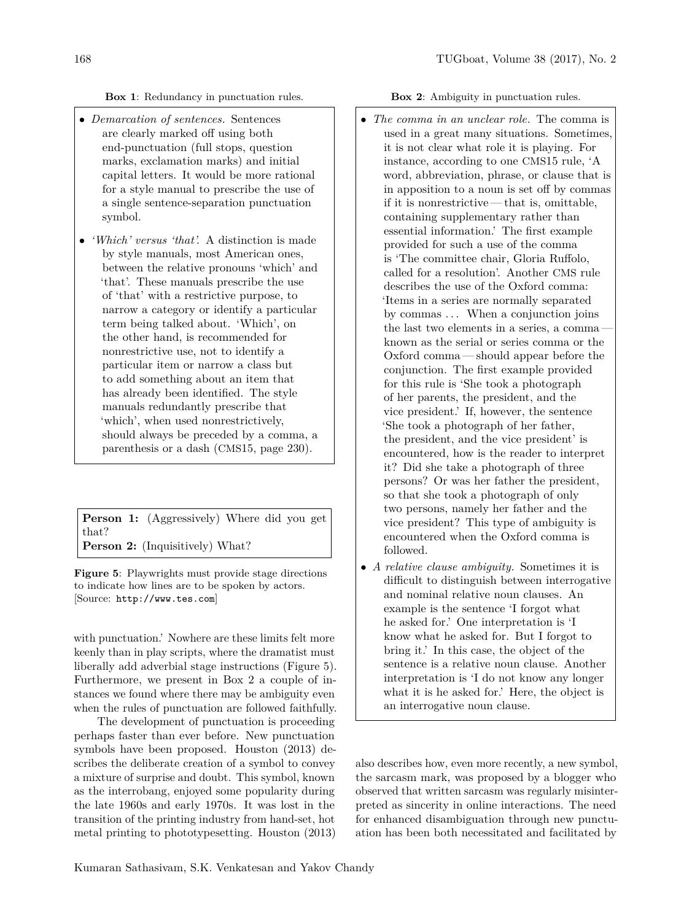**Box 1**: Redundancy in punctuation rules.

- *Demarcation of sentences.* Sentences are clearly marked off using both end-punctuation (full stops, question marks, exclamation marks) and initial capital letters. It would be more rational for a style manual to prescribe the use of a single sentence-separation punctuation symbol.
- *'Which' versus 'that'.* A distinction is made by style manuals, most American ones, between the relative pronouns 'which' and 'that'. These manuals prescribe the use of 'that' with a restrictive purpose, to narrow a category or identify a particular term being talked about. 'Which', on the other hand, is recommended for nonrestrictive use, not to identify a particular item or narrow a class but to add something about an item that has already been identified. The style manuals redundantly prescribe that 'which', when used nonrestrictively, should always be preceded by a comma, a parenthesis or a dash (CMS15, page 230).

**Person 1:** (Aggressively) Where did you get that?
**Person 2:** (Inquisitively) What?

**Figure 5**: Playwrights must provide stage directions to indicate how lines are to be spoken by actors. [Source: http://www.tes.com]

with punctuation.' Nowhere are these limits felt more keenly than in play scripts, where the dramatist must liberally add adverbial stage instructions (Figure 5). Furthermore, we present in Box 2 a couple of instances we found where there may be ambiguity even when the rules of punctuation are followed faithfully.

The development of punctuation is proceeding perhaps faster than ever before. New punctuation symbols have been proposed. Houston (2013) describes the deliberate creation of a symbol to convey a mixture of surprise and doubt. This symbol, known as the interrobang, enjoyed some popularity during the late 1960s and early 1970s. It was lost in the transition of the printing industry from hand-set, hot metal printing to phototypesetting. Houston (2013) also describes how, even more recently, a new symbol, the sarcasm mark, was proposed by a blogger who observed that written sarcasm was regularly misinterpreted as sincerity in online interactions. The need for enhanced disambiguation through new punctuation has been both necessitated and facilitated by

**Box 2**: Ambiguity in punctuation rules.

- *The comma in an unclear role.* The comma is used in a great many situations. Sometimes, it is not clear what role it is playing. For instance, according to one CMS15 rule, 'A word, abbreviation, phrase, or clause that is in apposition to a noun is set off by commas if it is nonrestrictive — that is, omittable, containing supplementary rather than essential information.' The first example provided for such a use of the comma is 'The committee chair, Gloria Ruffolo, called for a resolution'. Another CMS rule describes the use of the Oxford comma: 'Items in a series are normally separated by commas . . . When a conjunction joins the last two elements in a series, a comma — known as the serial or series comma or the Oxford comma — should appear before the conjunction. The first example provided for this rule is 'She took a photograph of her parents, the president, and the vice president.' If, however, the sentence 'She took a photograph of her father, the president, and the vice president' is encountered, how is the reader to interpret it? Did she take a photograph of three persons? Or was her father the president, so that she took a photograph of only two persons, namely her father and the vice president? This type of ambiguity is encountered when the Oxford comma is followed.
- *A relative clause ambiguity.* Sometimes it is difficult to distinguish between interrogative and nominal relative noun clauses. An example is the sentence 'I forgot what he asked for.' One interpretation is 'I know what he asked for. But I forgot to bring it.' In this case, the object of the sentence is a relative noun clause. Another interpretation is 'I do not know any longer what it is he asked for.' Here, the object is an interrogative noun clause.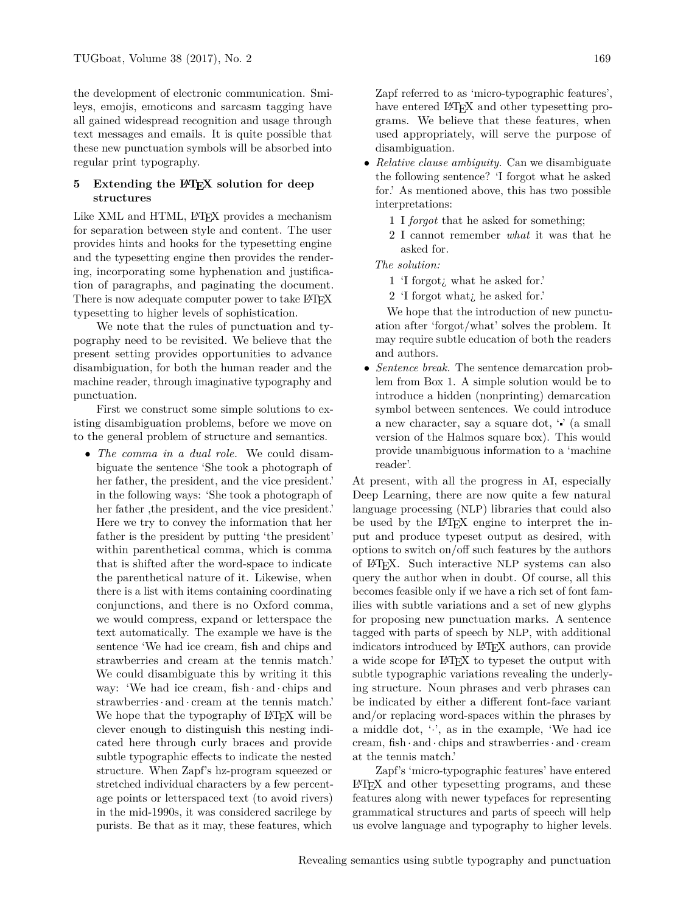the development of electronic communication. Smileys, emojis, emoticons and sarcasm tagging have all gained widespread recognition and usage through text messages and emails. It is quite possible that these new punctuation symbols will be absorbed into regular print typography.

## 5 Extending the LaTeX solution for deep structures

Like XML and HTML, LaTeX provides a mechanism for separation between style and content. The user provides hints and hooks for the typesetting engine and the typesetting engine then provides the rendering, incorporating some hyphenation and justification of paragraphs, and paginating the document. There is now adequate computer power to take LaTeX typesetting to higher levels of sophistication.

We note that the rules of punctuation and typography need to be revisited. We believe that the present setting provides opportunities to advance disambiguation, for both the human reader and the machine reader, through imaginative typography and punctuation.

First we construct some simple solutions to existing disambiguation problems, before we move on to the general problem of structure and semantics.

- *The comma in a dual role.* We could disambiguate the sentence 'She took a photograph of her father, the president, and the vice president.' in the following ways: 'She took a photograph of her father ,the president, and the vice president.' Here we try to convey the information that her father is the president by putting 'the president' within parenthetical comma, which is comma that is shifted after the word-space to indicate the parenthetical nature of it. Likewise, when there is a list with items containing coordinating conjunctions, and there is no Oxford comma, we would compress, expand or letterspace the text automatically. The example we have is the sentence 'We had ice cream, fish and chips and strawberries and cream at the tennis match.' We could disambiguate this by writing it this way: 'We had ice cream, fish · and · chips and strawberries · and · cream at the tennis match.' We hope that the typography of LaTeX will be clever enough to distinguish this nesting indicated here through curly braces and provide subtle typographic effects to indicate the nested structure. When Zapf's hz-program squeezed or stretched individual characters by a few percentage points or letterspaced text (to avoid rivers) in the mid-1990s, it was considered sacrilege by purists. Be that as it may, these features, which Zapf referred to as 'micro-typographic features', have entered LaTeX and other typesetting programs. We believe that these features, when used appropriately, will serve the purpose of disambiguation.
- *Relative clause ambiguity.* Can we disambiguate the following sentence? 'I forgot what he asked for.' As mentioned above, this has two possible interpretations:

  1 I *forgot* that he asked for something;
  2 I cannot remember *what* it was that he asked for.

  *The solution:*

  1 'I forgot¿ what he asked for.'
  2 'I forgot what¿ he asked for.'

  We hope that the introduction of new punctuation after 'forgot/what' solves the problem. It may require subtle education of both the readers and authors.
- *Sentence break.* The sentence demarcation problem from Box 1. A simple solution would be to introduce a hidden (nonprinting) demarcation symbol between sentences. We could introduce a new character, say a square dot, '▪' (a small version of the Halmos square box). This would provide unambiguous information to a 'machine reader'.

At present, with all the progress in AI, especially Deep Learning, there are now quite a few natural language processing (NLP) libraries that could also be used by the LaTeX engine to interpret the input and produce typeset output as desired, with options to switch on/off such features by the authors of LaTeX. Such interactive NLP systems can also query the author when in doubt. Of course, all this becomes feasible only if we have a rich set of font families with subtle variations and a set of new glyphs for proposing new punctuation marks. A sentence tagged with parts of speech by NLP, with additional indicators introduced by LaTeX authors, can provide a wide scope for LaTeX to typeset the output with subtle typographic variations revealing the underlying structure. Noun phrases and verb phrases can be indicated by either a different font-face variant and/or replacing word-spaces within the phrases by a middle dot, '·', as in the example, 'We had ice cream, fish · and · chips and strawberries · and · cream at the tennis match.'

Zapf's 'micro-typographic features' have entered LaTeX and other typesetting programs, and these features along with newer typefaces for representing grammatical structures and parts of speech will help us evolve language and typography to higher levels.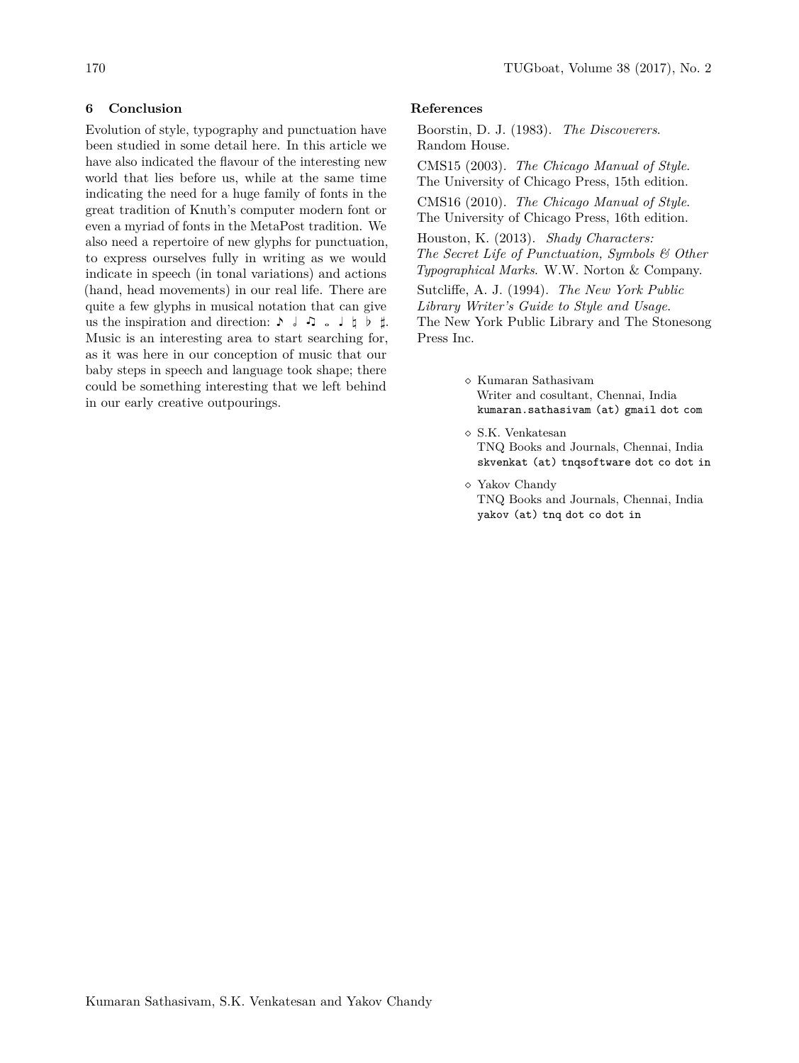## 6 Conclusion

Evolution of style, typography and punctuation have been studied in some detail here. In this article we have also indicated the flavour of the interesting new world that lies before us, while at the same time indicating the need for a huge family of fonts in the great tradition of Knuth's computer modern font or even a myriad of fonts in the MetaPost tradition. We also need a repertoire of new glyphs for punctuation, to express ourselves fully in writing as we would indicate in speech (in tonal variations) and actions (hand, head movements) in our real life. There are quite a few glyphs in musical notation that can give us the inspiration and direction: ♪ 𝅗𝅥 ♫ 𝅝 ♩ ♮ ♭ ♯. Music is an interesting area to start searching for, as it was here in our conception of music that our baby steps in speech and language took shape; there could be something interesting that we left behind in our early creative outpourings.

## References

Boorstin, D. J. (1983). *The Discoverers*. Random House.

CMS15 (2003). *The Chicago Manual of Style*. The University of Chicago Press, 15th edition.

CMS16 (2010). *The Chicago Manual of Style*. The University of Chicago Press, 16th edition.

Houston, K. (2013). *Shady Characters: The Secret Life of Punctuation, Symbols & Other Typographical Marks*. W.W. Norton & Company.

Sutcliffe, A. J. (1994). *The New York Public Library Writer's Guide to Style and Usage*. The New York Public Library and The Stonesong Press Inc.

◇ Kumaran Sathasivam
Writer and cosultant, Chennai, India
`kumaran.sathasivam (at) gmail dot com`

◇ S.K. Venkatesan
TNQ Books and Journals, Chennai, India
`skvenkat (at) tnqsoftware dot co dot in`

◇ Yakov Chandy
TNQ Books and Journals, Chennai, India
`yakov (at) tnq dot co dot in`